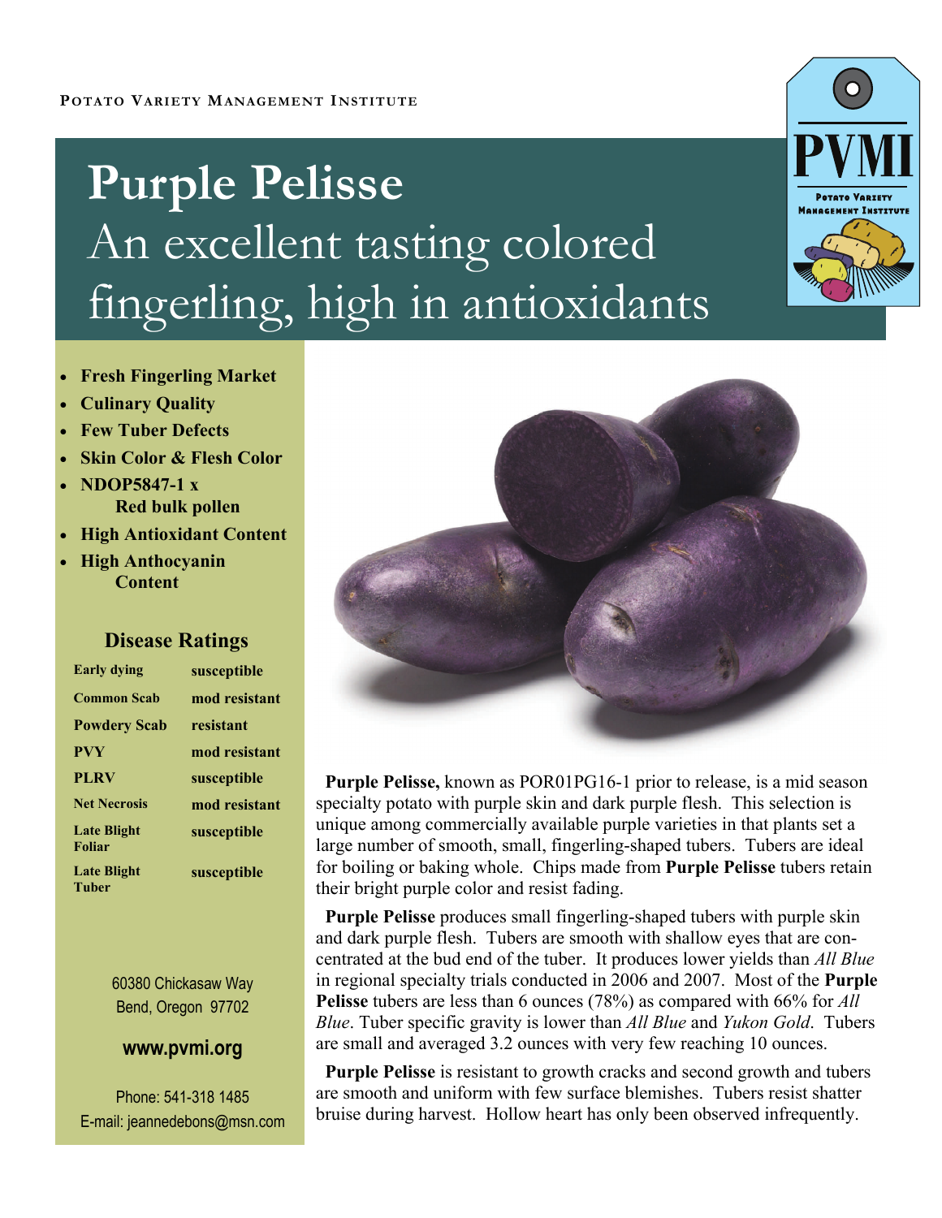Potato Variety Management Institute

# Purple Pelisse

## An excellent tasting colored fingerling, high in antioxidants

PVMI

Potato Variety Management Institute

- **Fresh Fingerling Market**
- **Culinary Quality**
- **Few Tuber Defects**
- **Skin Color & Flesh Color**
- **NDOP5847-1 x Red bulk pollen**
- **High Antioxidant Content**
- **High Anthocyanin Content**

### Disease Ratings

| | |
|---|---|
| **Early dying** | **susceptible** |
| **Common Scab** | **mod resistant** |
| **Powdery Scab** | **resistant** |
| **PVY** | **mod resistant** |
| **PLRV** | **susceptible** |
| **Net Necrosis** | **mod resistant** |
| **Late Blight Foliar** | **susceptible** |
| **Late Blight Tuber** | **susceptible** |

60380 Chickasaw Way
Bend, Oregon 97702

**www.pvmi.org**

Phone: 541-318 1485
E-mail: jeannedebons@msn.com

**Purple Pelisse,** known as POR01PG16-1 prior to release, is a mid season specialty potato with purple skin and dark purple flesh. This selection is unique among commercially available purple varieties in that plants set a large number of smooth, small, fingerling-shaped tubers. Tubers are ideal for boiling or baking whole. Chips made from **Purple Pelisse** tubers retain their bright purple color and resist fading.

**Purple Pelisse** produces small fingerling-shaped tubers with purple skin and dark purple flesh. Tubers are smooth with shallow eyes that are concentrated at the bud end of the tuber. It produces lower yields than *All Blue* in regional specialty trials conducted in 2006 and 2007. Most of the **Purple Pelisse** tubers are less than 6 ounces (78%) as compared with 66% for *All Blue*. Tuber specific gravity is lower than *All Blue* and *Yukon Gold*. Tubers are small and averaged 3.2 ounces with very few reaching 10 ounces.

**Purple Pelisse** is resistant to growth cracks and second growth and tubers are smooth and uniform with few surface blemishes. Tubers resist shatter bruise during harvest. Hollow heart has only been observed infrequently.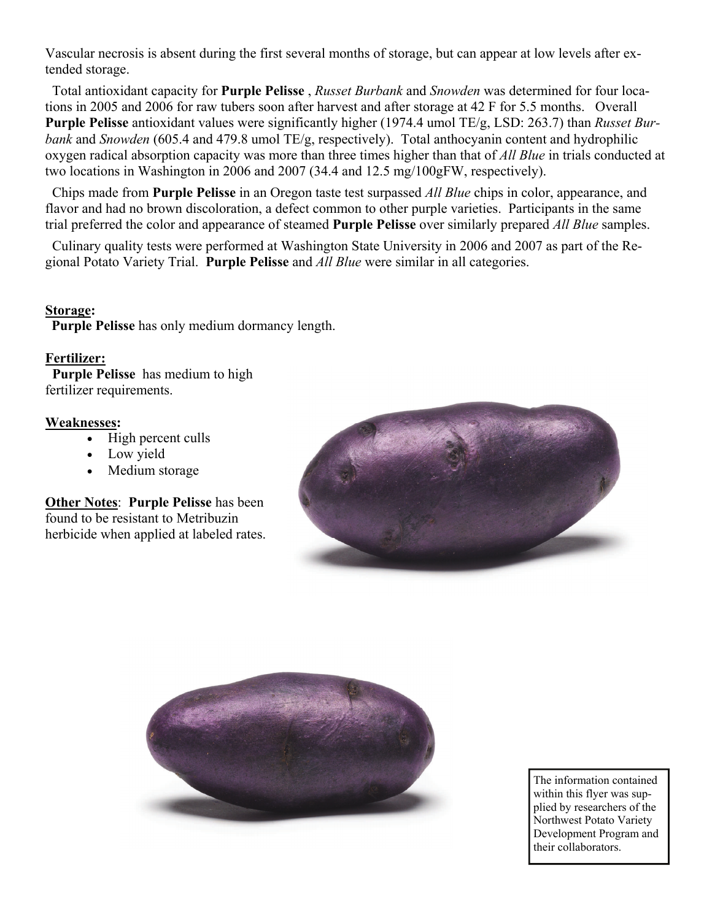Vascular necrosis is absent during the first several months of storage, but can appear at low levels after extended storage.

Total antioxidant capacity for **Purple Pelisse** , *Russet Burbank* and *Snowden* was determined for four locations in 2005 and 2006 for raw tubers soon after harvest and after storage at 42 F for 5.5 months. Overall **Purple Pelisse** antioxidant values were significantly higher (1974.4 umol TE/g, LSD: 263.7) than *Russet Burbank* and *Snowden* (605.4 and 479.8 umol TE/g, respectively). Total anthocyanin content and hydrophilic oxygen radical absorption capacity was more than three times higher than that of *All Blue* in trials conducted at two locations in Washington in 2006 and 2007 (34.4 and 12.5 mg/100gFW, respectively).

Chips made from **Purple Pelisse** in an Oregon taste test surpassed *All Blue* chips in color, appearance, and flavor and had no brown discoloration, a defect common to other purple varieties. Participants in the same trial preferred the color and appearance of steamed **Purple Pelisse** over similarly prepared *All Blue* samples.

Culinary quality tests were performed at Washington State University in 2006 and 2007 as part of the Regional Potato Variety Trial. **Purple Pelisse** and *All Blue* were similar in all categories.

**Storage:**
**Purple Pelisse** has only medium dormancy length.

**Fertilizer:**
**Purple Pelisse** has medium to high fertilizer requirements.

**Weaknesses:**

- High percent culls
- Low yield
- Medium storage

**Other Notes**: **Purple Pelisse** has been found to be resistant to Metribuzin herbicide when applied at labeled rates.

The information contained within this flyer was supplied by researchers of the Northwest Potato Variety Development Program and their collaborators.